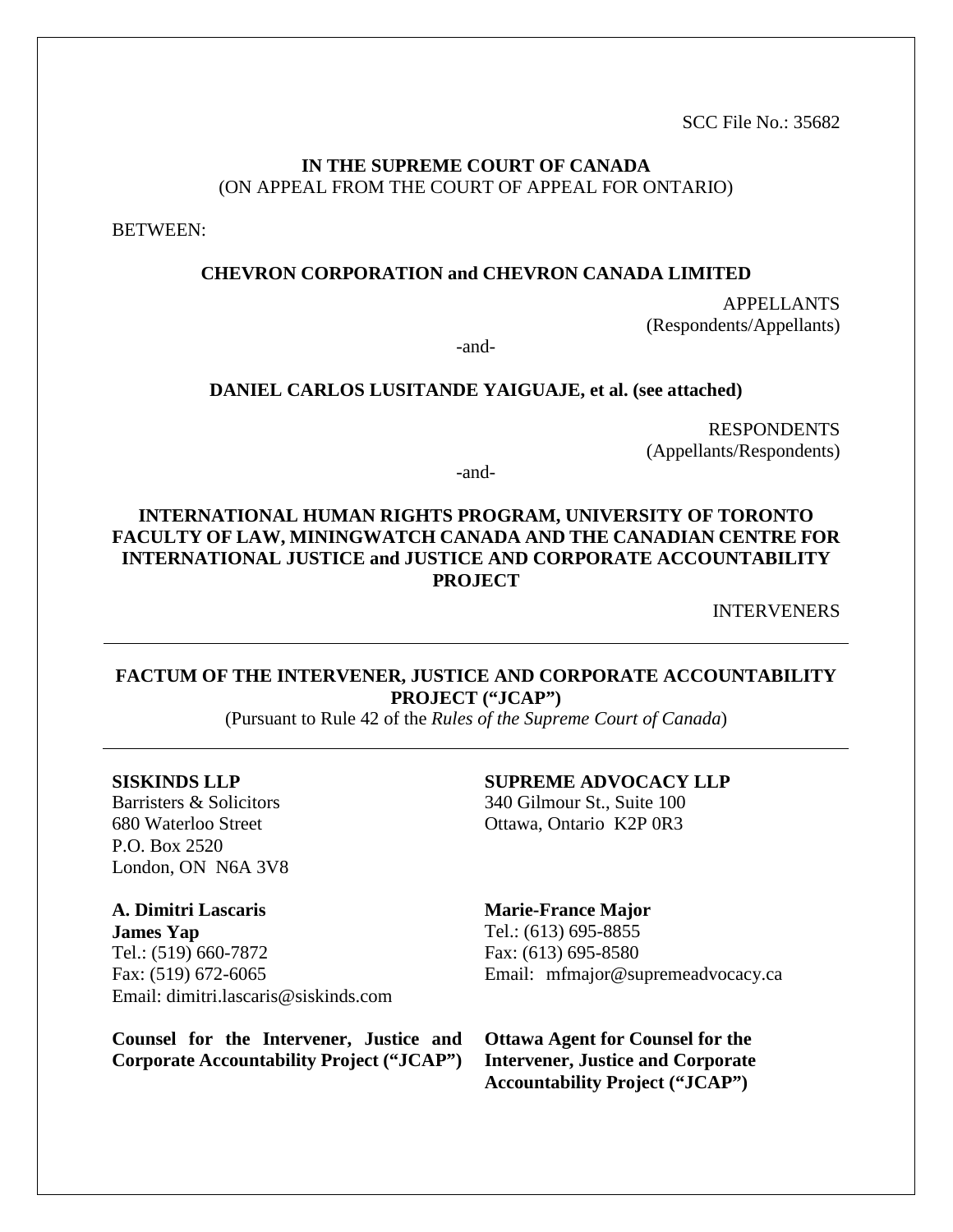SCC File No.: 35682

**IN THE SUPREME COURT OF CANADA**
(ON APPEAL FROM THE COURT OF APPEAL FOR ONTARIO)

BETWEEN:

**CHEVRON CORPORATION and CHEVRON CANADA LIMITED**

APPELLANTS
(Respondents/Appellants)

-and-

**DANIEL CARLOS LUSITANDE YAIGUAJE, et al. (see attached)**

RESPONDENTS
(Appellants/Respondents)

-and-

**INTERNATIONAL HUMAN RIGHTS PROGRAM, UNIVERSITY OF TORONTO FACULTY OF LAW, MININGWATCH CANADA AND THE CANADIAN CENTRE FOR INTERNATIONAL JUSTICE and JUSTICE AND CORPORATE ACCOUNTABILITY PROJECT**

INTERVENERS

---

**FACTUM OF THE INTERVENER, JUSTICE AND CORPORATE ACCOUNTABILITY PROJECT ("JCAP")**
(Pursuant to Rule 42 of the *Rules of the Supreme Court of Canada*)

---

**SISKINDS LLP**
Barristers & Solicitors
680 Waterloo Street
P.O. Box 2520
London, ON N6A 3V8

**A. Dimitri Lascaris**
**James Yap**
Tel.: (519) 660-7872
Fax: (519) 672-6065
Email: dimitri.lascaris@siskinds.com

**Counsel for the Intervener, Justice and Corporate Accountability Project ("JCAP")**

**SUPREME ADVOCACY LLP**
340 Gilmour St., Suite 100
Ottawa, Ontario K2P 0R3

**Marie-France Major**
Tel.: (613) 695-8855
Fax: (613) 695-8580
Email: mfmajor@supremeadvocacy.ca

**Ottawa Agent for Counsel for the Intervener, Justice and Corporate Accountability Project ("JCAP")**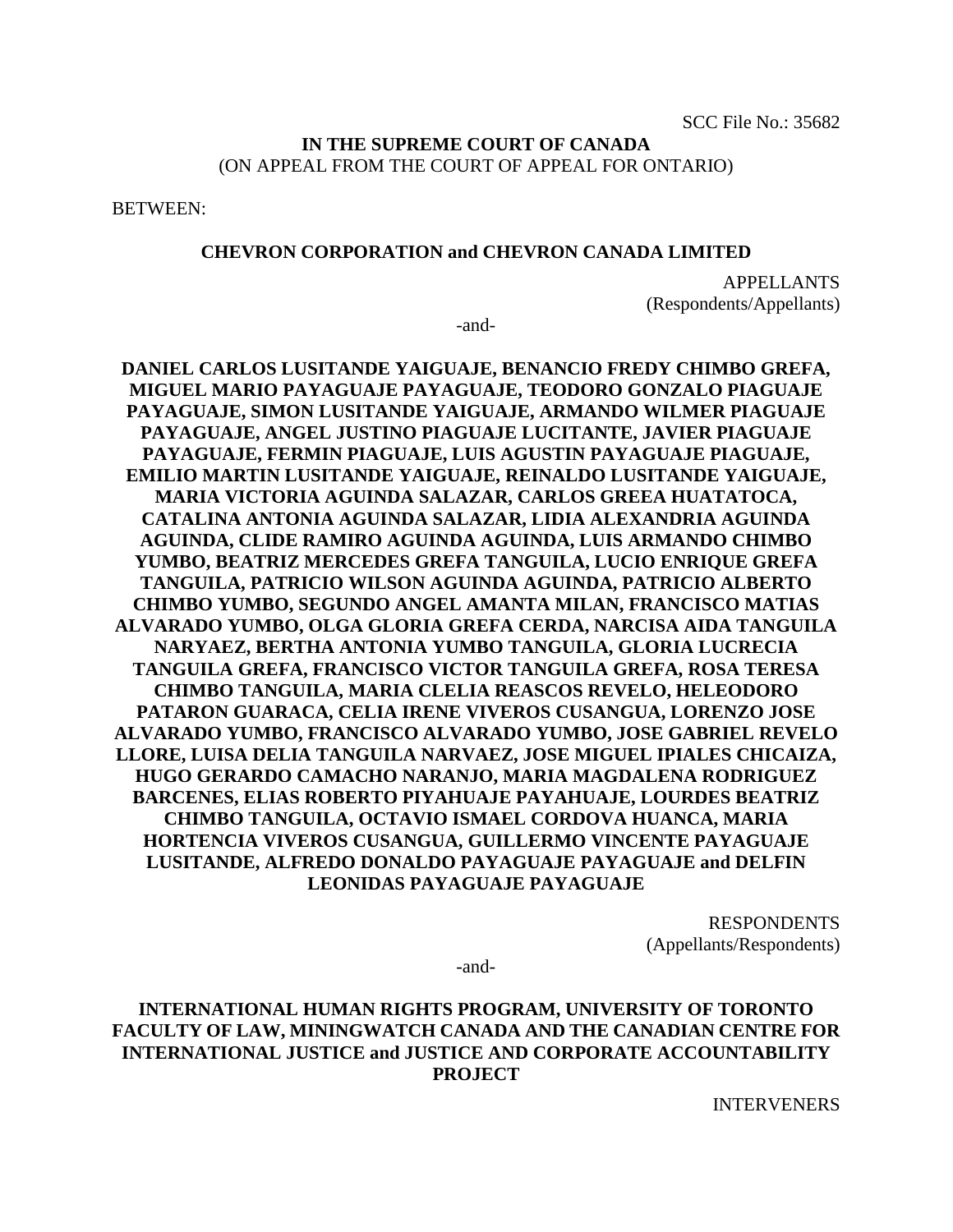SCC File No.: 35682

**IN THE SUPREME COURT OF CANADA**
(ON APPEAL FROM THE COURT OF APPEAL FOR ONTARIO)

BETWEEN:

**CHEVRON CORPORATION and CHEVRON CANADA LIMITED**

APPELLANTS
(Respondents/Appellants)

-and-

**DANIEL CARLOS LUSITANDE YAIGUAJE, BENANCIO FREDY CHIMBO GREFA, MIGUEL MARIO PAYAGUAJE PAYAGUAJE, TEODORO GONZALO PIAGUAJE PAYAGUAJE, SIMON LUSITANDE YAIGUAJE, ARMANDO WILMER PIAGUAJE PAYAGUAJE, ANGEL JUSTINO PIAGUAJE LUCITANTE, JAVIER PIAGUAJE PAYAGUAJE, FERMIN PIAGUAJE, LUIS AGUSTIN PAYAGUAJE PIAGUAJE, EMILIO MARTIN LUSITANDE YAIGUAJE, REINALDO LUSITANDE YAIGUAJE, MARIA VICTORIA AGUINDA SALAZAR, CARLOS GREEA HUATATOCA, CATALINA ANTONIA AGUINDA SALAZAR, LIDIA ALEXANDRIA AGUINDA AGUINDA, CLIDE RAMIRO AGUINDA AGUINDA, LUIS ARMANDO CHIMBO YUMBO, BEATRIZ MERCEDES GREFA TANGUILA, LUCIO ENRIQUE GREFA TANGUILA, PATRICIO WILSON AGUINDA AGUINDA, PATRICIO ALBERTO CHIMBO YUMBO, SEGUNDO ANGEL AMANTA MILAN, FRANCISCO MATIAS ALVARADO YUMBO, OLGA GLORIA GREFA CERDA, NARCISA AIDA TANGUILA NARYAEZ, BERTHA ANTONIA YUMBO TANGUILA, GLORIA LUCRECIA TANGUILA GREFA, FRANCISCO VICTOR TANGUILA GREFA, ROSA TERESA CHIMBO TANGUILA, MARIA CLELIA REASCOS REVELO, HELEODORO PATARON GUARACA, CELIA IRENE VIVEROS CUSANGUA, LORENZO JOSE ALVARADO YUMBO, FRANCISCO ALVARADO YUMBO, JOSE GABRIEL REVELO LLORE, LUISA DELIA TANGUILA NARVAEZ, JOSE MIGUEL IPIALES CHICAIZA, HUGO GERARDO CAMACHO NARANJO, MARIA MAGDALENA RODRIGUEZ BARCENES, ELIAS ROBERTO PIYAHUAJE PAYAHUAJE, LOURDES BEATRIZ CHIMBO TANGUILA, OCTAVIO ISMAEL CORDOVA HUANCA, MARIA HORTENCIA VIVEROS CUSANGUA, GUILLERMO VINCENTE PAYAGUAJE LUSITANDE, ALFREDO DONALDO PAYAGUAJE PAYAGUAJE and DELFIN LEONIDAS PAYAGUAJE PAYAGUAJE**

RESPONDENTS
(Appellants/Respondents)

-and-

**INTERNATIONAL HUMAN RIGHTS PROGRAM, UNIVERSITY OF TORONTO FACULTY OF LAW, MININGWATCH CANADA AND THE CANADIAN CENTRE FOR INTERNATIONAL JUSTICE and JUSTICE AND CORPORATE ACCOUNTABILITY PROJECT**

INTERVENERS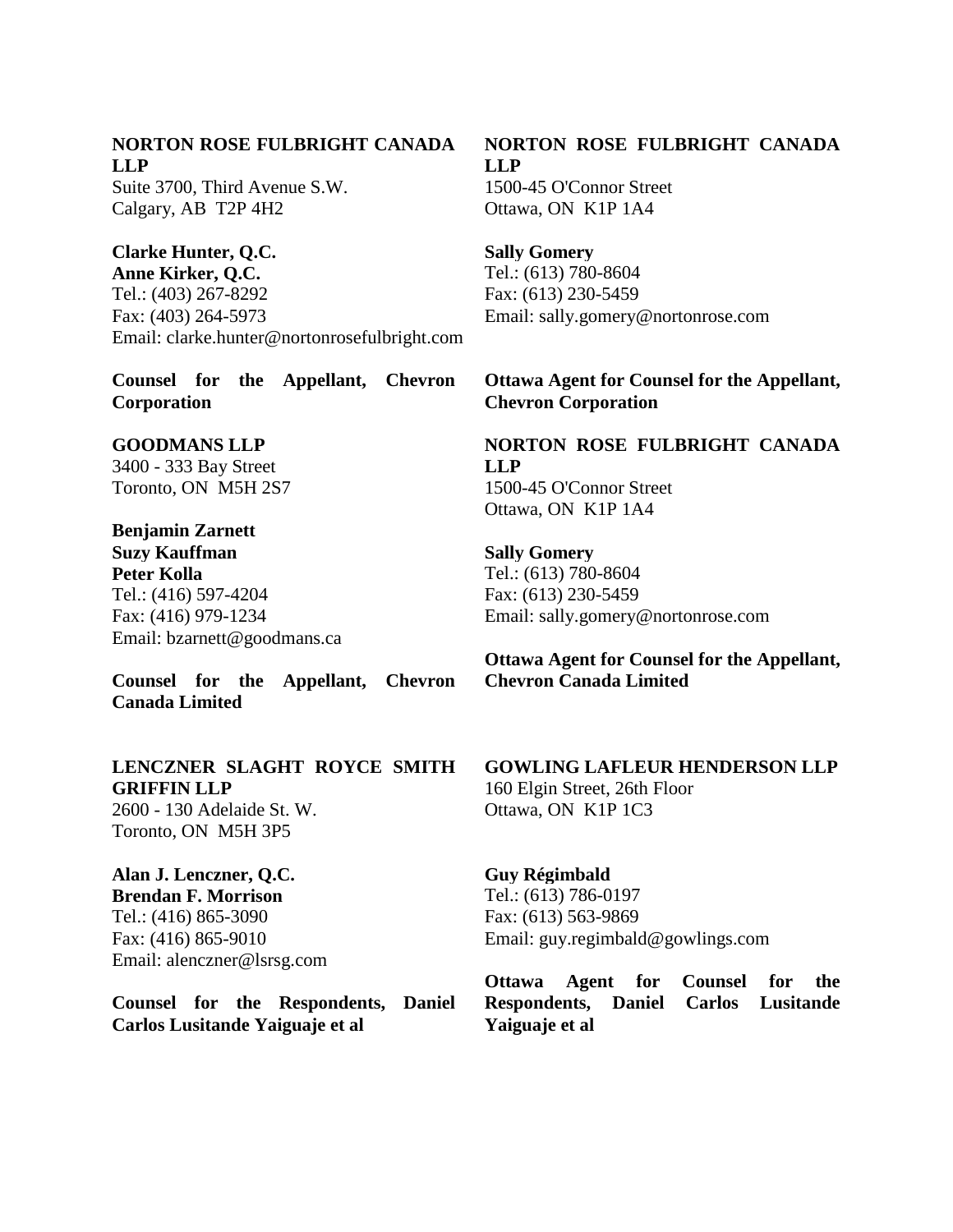**NORTON ROSE FULBRIGHT CANADA LLP**
Suite 3700, Third Avenue S.W.
Calgary, AB  T2P 4H2

**Clarke Hunter, Q.C.**
**Anne Kirker, Q.C.**
Tel.: (403) 267-8292
Fax: (403) 264-5973
Email: clarke.hunter@nortonrosefulbright.com

**Counsel for the Appellant, Chevron Corporation**

**NORTON ROSE FULBRIGHT CANADA LLP**
1500-45 O'Connor Street
Ottawa, ON  K1P 1A4

**Sally Gomery**
Tel.: (613) 780-8604
Fax: (613) 230-5459
Email: sally.gomery@nortonrose.com

**Ottawa Agent for Counsel for the Appellant, Chevron Corporation**

**GOODMANS LLP**
3400 - 333 Bay Street
Toronto, ON  M5H 2S7

**Benjamin Zarnett**
**Suzy Kauffman**
**Peter Kolla**
Tel.: (416) 597-4204
Fax: (416) 979-1234
Email: bzarnett@goodmans.ca

**Counsel for the Appellant, Chevron Canada Limited**

**NORTON ROSE FULBRIGHT CANADA LLP**
1500-45 O'Connor Street
Ottawa, ON  K1P 1A4

**Sally Gomery**
Tel.: (613) 780-8604
Fax: (613) 230-5459
Email: sally.gomery@nortonrose.com

**Ottawa Agent for Counsel for the Appellant, Chevron Canada Limited**

**LENCZNER SLAGHT ROYCE SMITH GRIFFIN LLP**
2600 - 130 Adelaide St. W.
Toronto, ON  M5H 3P5

**Alan J. Lenczner, Q.C.**
**Brendan F. Morrison**
Tel.: (416) 865-3090
Fax: (416) 865-9010
Email: alenczner@lsrsg.com

**Counsel for the Respondents, Daniel Carlos Lusitande Yaiguaje et al**

**GOWLING LAFLEUR HENDERSON LLP**
160 Elgin Street, 26th Floor
Ottawa, ON  K1P 1C3

**Guy Régimbald**
Tel.: (613) 786-0197
Fax: (613) 563-9869
Email: guy.regimbald@gowlings.com

**Ottawa Agent for Counsel for the Respondents, Daniel Carlos Lusitande Yaiguaje et al**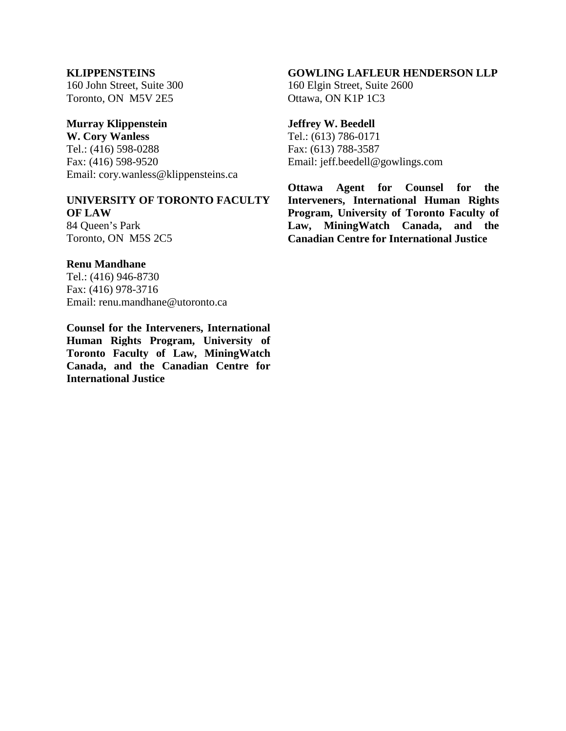**KLIPPENSTEINS**
160 John Street, Suite 300
Toronto, ON M5V 2E5

**Murray Klippenstein**
**W. Cory Wanless**
Tel.: (416) 598-0288
Fax: (416) 598-9520
Email: cory.wanless@klippensteins.ca

**UNIVERSITY OF TORONTO FACULTY OF LAW**
84 Queen's Park
Toronto, ON M5S 2C5

**Renu Mandhane**
Tel.: (416) 946-8730
Fax: (416) 978-3716
Email: renu.mandhane@utoronto.ca

**Counsel for the Interveners, International Human Rights Program, University of Toronto Faculty of Law, MiningWatch Canada, and the Canadian Centre for International Justice**

**GOWLING LAFLEUR HENDERSON LLP**
160 Elgin Street, Suite 2600
Ottawa, ON K1P 1C3

**Jeffrey W. Beedell**
Tel.: (613) 786-0171
Fax: (613) 788-3587
Email: jeff.beedell@gowlings.com

**Ottawa Agent for Counsel for the Interveners, International Human Rights Program, University of Toronto Faculty of Law, MiningWatch Canada, and the Canadian Centre for International Justice**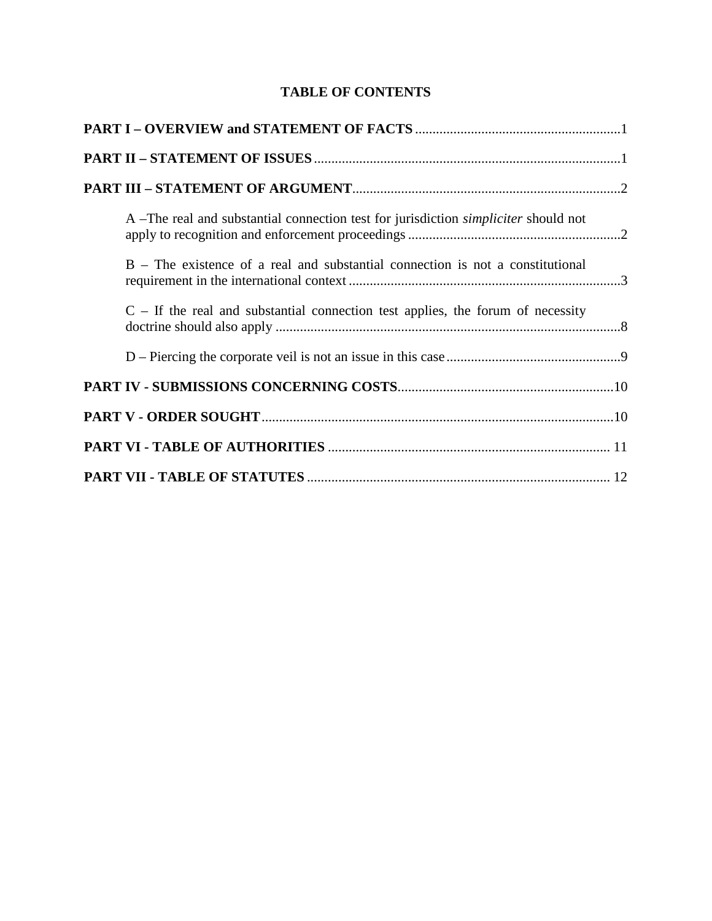## TABLE OF CONTENTS

**PART I – OVERVIEW and STATEMENT OF FACTS** ........................................................... 1

**PART II – STATEMENT OF ISSUES** ........................................................................................ 1

**PART III – STATEMENT OF ARGUMENT** ............................................................................. 2

- A –The real and substantial connection test for jurisdiction *simpliciter* should not apply to recognition and enforcement proceedings ............................................................. 2
- B – The existence of a real and substantial connection is not a constitutional requirement in the international context .............................................................................. 3
- C – If the real and substantial connection test applies, the forum of necessity doctrine should also apply ................................................................................................... 8
- D – Piercing the corporate veil is not an issue in this case .................................................. 9

**PART IV - SUBMISSIONS CONCERNING COSTS** .............................................................. 10

**PART V - ORDER SOUGHT** ..................................................................................................... 10

**PART VI - TABLE OF AUTHORITIES** ................................................................................. 11

**PART VII - TABLE OF STATUTES** ....................................................................................... 12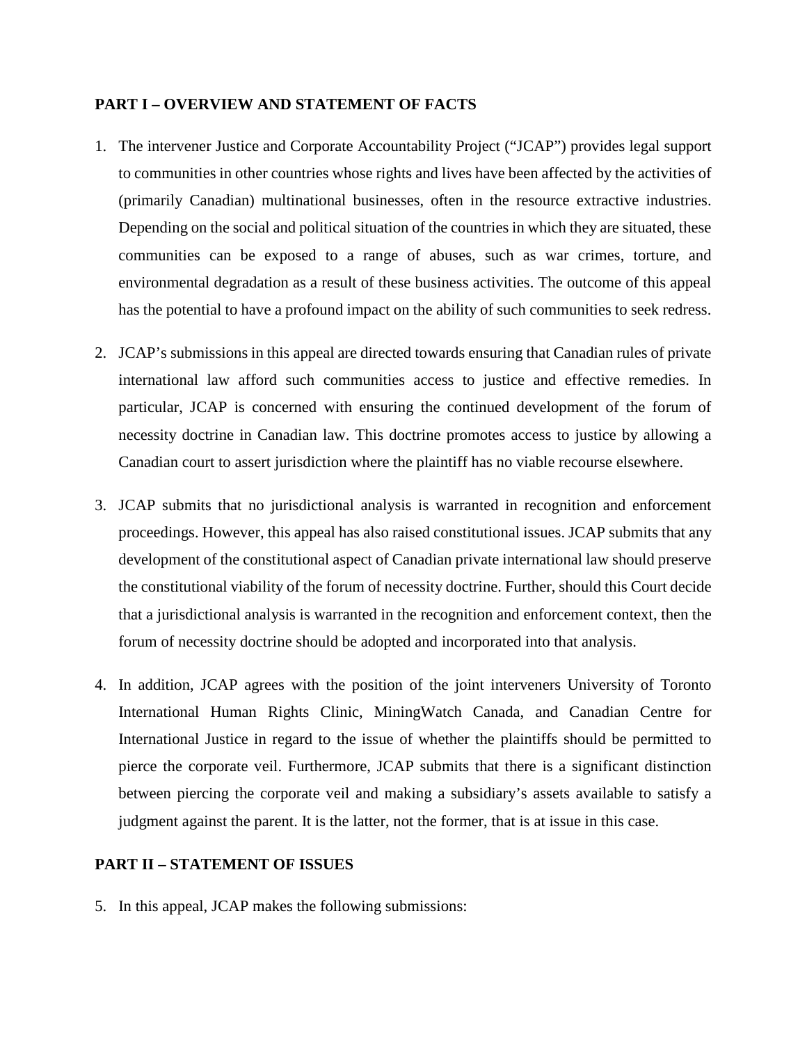## PART I – OVERVIEW AND STATEMENT OF FACTS

1. The intervener Justice and Corporate Accountability Project ("JCAP") provides legal support to communities in other countries whose rights and lives have been affected by the activities of (primarily Canadian) multinational businesses, often in the resource extractive industries. Depending on the social and political situation of the countries in which they are situated, these communities can be exposed to a range of abuses, such as war crimes, torture, and environmental degradation as a result of these business activities. The outcome of this appeal has the potential to have a profound impact on the ability of such communities to seek redress.

2. JCAP's submissions in this appeal are directed towards ensuring that Canadian rules of private international law afford such communities access to justice and effective remedies. In particular, JCAP is concerned with ensuring the continued development of the forum of necessity doctrine in Canadian law. This doctrine promotes access to justice by allowing a Canadian court to assert jurisdiction where the plaintiff has no viable recourse elsewhere.

3. JCAP submits that no jurisdictional analysis is warranted in recognition and enforcement proceedings. However, this appeal has also raised constitutional issues. JCAP submits that any development of the constitutional aspect of Canadian private international law should preserve the constitutional viability of the forum of necessity doctrine. Further, should this Court decide that a jurisdictional analysis is warranted in the recognition and enforcement context, then the forum of necessity doctrine should be adopted and incorporated into that analysis.

4. In addition, JCAP agrees with the position of the joint interveners University of Toronto International Human Rights Clinic, MiningWatch Canada, and Canadian Centre for International Justice in regard to the issue of whether the plaintiffs should be permitted to pierce the corporate veil. Furthermore, JCAP submits that there is a significant distinction between piercing the corporate veil and making a subsidiary's assets available to satisfy a judgment against the parent. It is the latter, not the former, that is at issue in this case.

## PART II – STATEMENT OF ISSUES

5. In this appeal, JCAP makes the following submissions: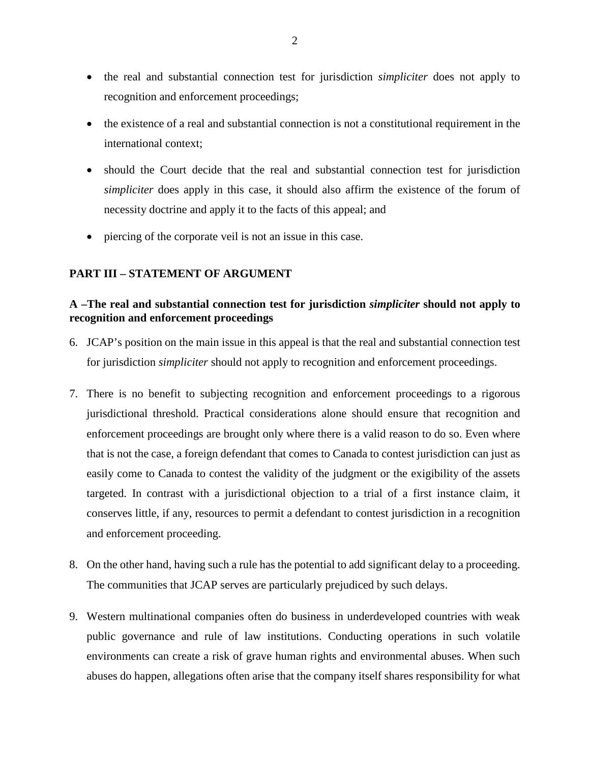- the real and substantial connection test for jurisdiction *simpliciter* does not apply to recognition and enforcement proceedings;
- the existence of a real and substantial connection is not a constitutional requirement in the international context;
- should the Court decide that the real and substantial connection test for jurisdiction *simpliciter* does apply in this case, it should also affirm the existence of the forum of necessity doctrine and apply it to the facts of this appeal; and
- piercing of the corporate veil is not an issue in this case.

## PART III – STATEMENT OF ARGUMENT

### A –The real and substantial connection test for jurisdiction *simpliciter* should not apply to recognition and enforcement proceedings

6. JCAP's position on the main issue in this appeal is that the real and substantial connection test for jurisdiction *simpliciter* should not apply to recognition and enforcement proceedings.

7. There is no benefit to subjecting recognition and enforcement proceedings to a rigorous jurisdictional threshold. Practical considerations alone should ensure that recognition and enforcement proceedings are brought only where there is a valid reason to do so. Even where that is not the case, a foreign defendant that comes to Canada to contest jurisdiction can just as easily come to Canada to contest the validity of the judgment or the exigibility of the assets targeted. In contrast with a jurisdictional objection to a trial of a first instance claim, it conserves little, if any, resources to permit a defendant to contest jurisdiction in a recognition and enforcement proceeding.

8. On the other hand, having such a rule has the potential to add significant delay to a proceeding. The communities that JCAP serves are particularly prejudiced by such delays.

9. Western multinational companies often do business in underdeveloped countries with weak public governance and rule of law institutions. Conducting operations in such volatile environments can create a risk of grave human rights and environmental abuses. When such abuses do happen, allegations often arise that the company itself shares responsibility for what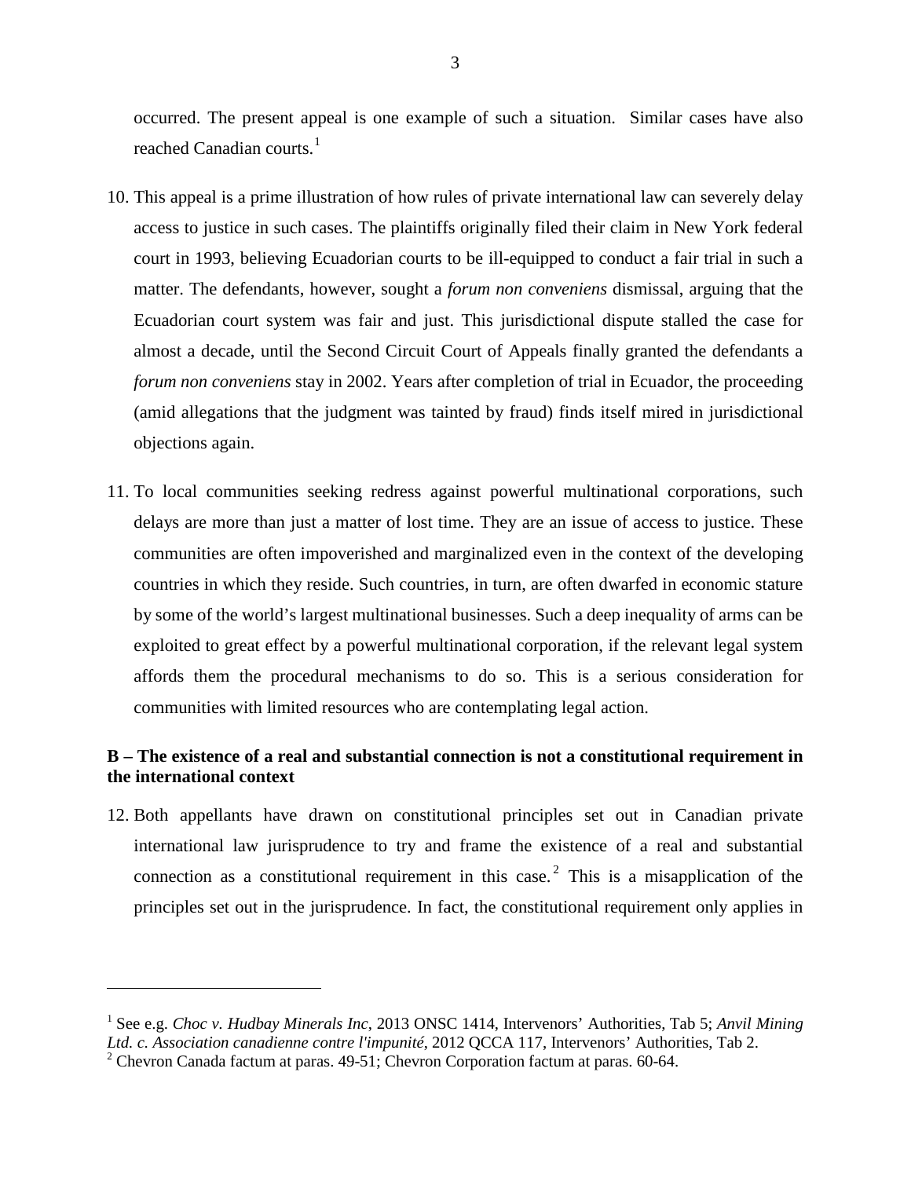occurred. The present appeal is one example of such a situation. Similar cases have also reached Canadian courts.[1]

10. This appeal is a prime illustration of how rules of private international law can severely delay access to justice in such cases. The plaintiffs originally filed their claim in New York federal court in 1993, believing Ecuadorian courts to be ill-equipped to conduct a fair trial in such a matter. The defendants, however, sought a *forum non conveniens* dismissal, arguing that the Ecuadorian court system was fair and just. This jurisdictional dispute stalled the case for almost a decade, until the Second Circuit Court of Appeals finally granted the defendants a *forum non conveniens* stay in 2002. Years after completion of trial in Ecuador, the proceeding (amid allegations that the judgment was tainted by fraud) finds itself mired in jurisdictional objections again.

11. To local communities seeking redress against powerful multinational corporations, such delays are more than just a matter of lost time. They are an issue of access to justice. These communities are often impoverished and marginalized even in the context of the developing countries in which they reside. Such countries, in turn, are often dwarfed in economic stature by some of the world's largest multinational businesses. Such a deep inequality of arms can be exploited to great effect by a powerful multinational corporation, if the relevant legal system affords them the procedural mechanisms to do so. This is a serious consideration for communities with limited resources who are contemplating legal action.

**B – The existence of a real and substantial connection is not a constitutional requirement in the international context**

12. Both appellants have drawn on constitutional principles set out in Canadian private international law jurisprudence to try and frame the existence of a real and substantial connection as a constitutional requirement in this case.[2] This is a misapplication of the principles set out in the jurisprudence. In fact, the constitutional requirement only applies in

---

[1] See e.g. *Choc v. Hudbay Minerals Inc*, 2013 ONSC 1414, Intervenors' Authorities, Tab 5; *Anvil Mining Ltd. c. Association canadienne contre l'impunité*, 2012 QCCA 117, Intervenors' Authorities, Tab 2.

[2] Chevron Canada factum at paras. 49-51; Chevron Corporation factum at paras. 60-64.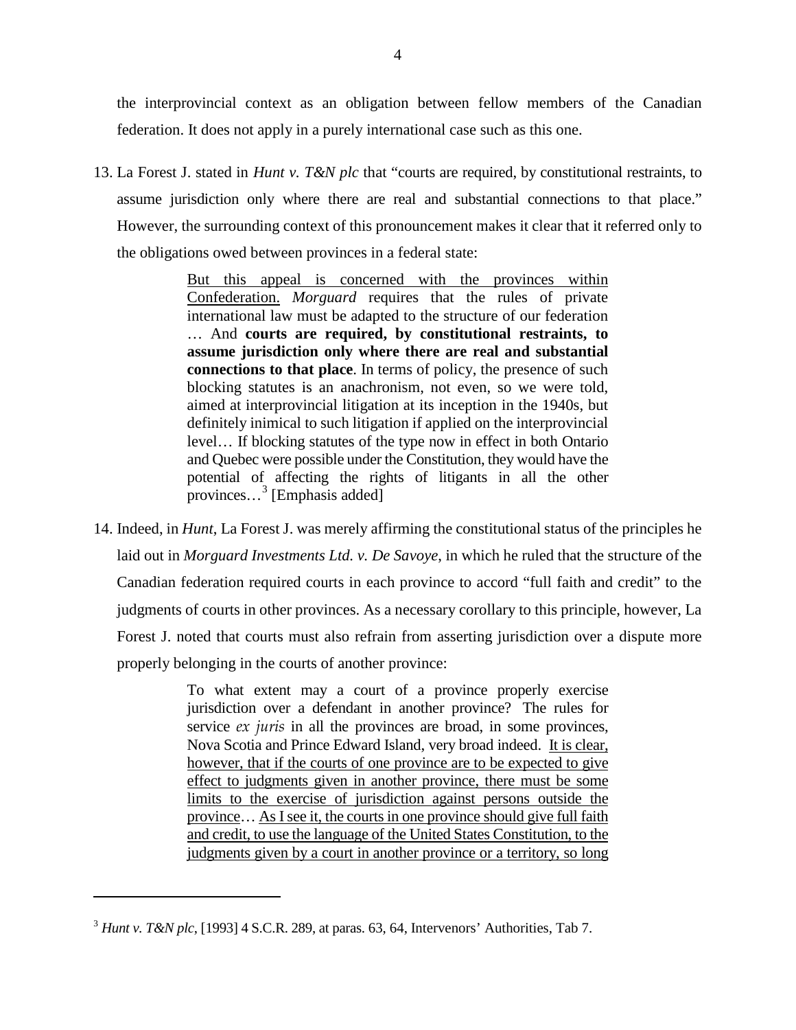the interprovincial context as an obligation between fellow members of the Canadian federation. It does not apply in a purely international case such as this one.

13. La Forest J. stated in *Hunt v. T&N plc* that "courts are required, by constitutional restraints, to assume jurisdiction only where there are real and substantial connections to that place." However, the surrounding context of this pronouncement makes it clear that it referred only to the obligations owed between provinces in a federal state:

> <u>But this appeal is concerned with the provinces within Confederation.</u> *Morguard* requires that the rules of private international law must be adapted to the structure of our federation … And **courts are required, by constitutional restraints, to assume jurisdiction only where there are real and substantial connections to that place**. In terms of policy, the presence of such blocking statutes is an anachronism, not even, so we were told, aimed at interprovincial litigation at its inception in the 1940s, but definitely inimical to such litigation if applied on the interprovincial level… If blocking statutes of the type now in effect in both Ontario and Quebec were possible under the Constitution, they would have the potential of affecting the rights of litigants in all the other provinces…[3] [Emphasis added]

14. Indeed, in *Hunt*, La Forest J. was merely affirming the constitutional status of the principles he laid out in *Morguard Investments Ltd. v. De Savoye*, in which he ruled that the structure of the Canadian federation required courts in each province to accord "full faith and credit" to the judgments of courts in other provinces. As a necessary corollary to this principle, however, La Forest J. noted that courts must also refrain from asserting jurisdiction over a dispute more properly belonging in the courts of another province:

> To what extent may a court of a province properly exercise jurisdiction over a defendant in another province? The rules for service *ex juris* in all the provinces are broad, in some provinces, Nova Scotia and Prince Edward Island, very broad indeed. <u>It is clear, however, that if the courts of one province are to be expected to give effect to judgments given in another province, there must be some limits to the exercise of jurisdiction against persons outside the province</u>… <u>As I see it, the courts in one province should give full faith and credit, to use the language of the United States Constitution, to the judgments given by a court in another province or a territory, so long</u>

---

[3] *Hunt v. T&N plc*, [1993] 4 S.C.R. 289, at paras. 63, 64, Intervenors' Authorities, Tab 7.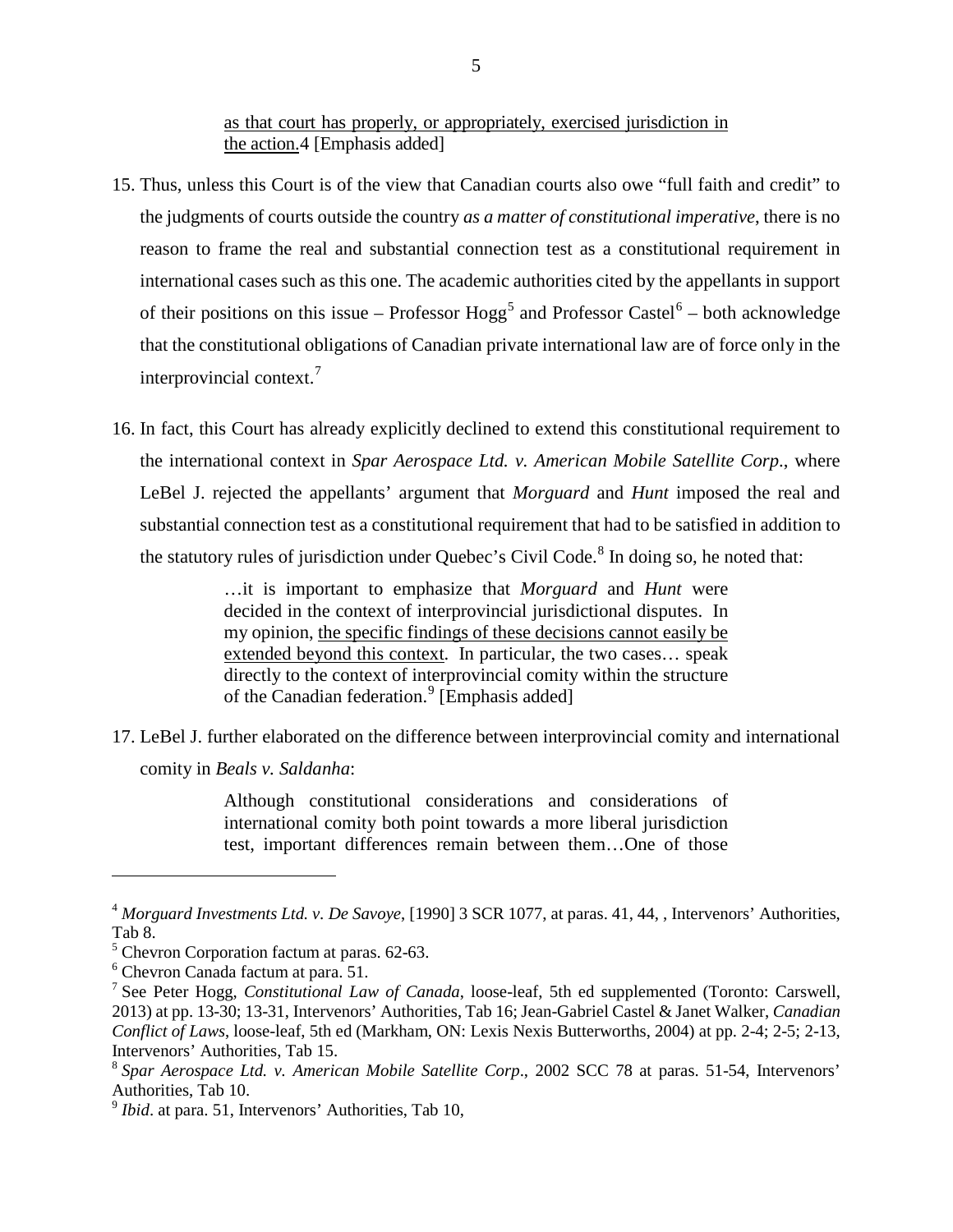as that court has properly, or appropriately, exercised jurisdiction in the action.4 [Emphasis added]

15. Thus, unless this Court is of the view that Canadian courts also owe "full faith and credit" to the judgments of courts outside the country *as a matter of constitutional imperative*, there is no reason to frame the real and substantial connection test as a constitutional requirement in international cases such as this one. The academic authorities cited by the appellants in support of their positions on this issue – Professor Hogg[5] and Professor Castel[6] – both acknowledge that the constitutional obligations of Canadian private international law are of force only in the interprovincial context.[7]

16. In fact, this Court has already explicitly declined to extend this constitutional requirement to the international context in *Spar Aerospace Ltd. v. American Mobile Satellite Corp*., where LeBel J. rejected the appellants' argument that *Morguard* and *Hunt* imposed the real and substantial connection test as a constitutional requirement that had to be satisfied in addition to the statutory rules of jurisdiction under Quebec's Civil Code.[8] In doing so, he noted that:

> …it is important to emphasize that *Morguard* and *Hunt* were decided in the context of interprovincial jurisdictional disputes. In my opinion, the specific findings of these decisions cannot easily be extended beyond this context. In particular, the two cases… speak directly to the context of interprovincial comity within the structure of the Canadian federation.[9] [Emphasis added]

17. LeBel J. further elaborated on the difference between interprovincial comity and international comity in *Beals v. Saldanha*:

> Although constitutional considerations and considerations of international comity both point towards a more liberal jurisdiction test, important differences remain between them…One of those

---

[4] *Morguard Investments Ltd. v. De Savoye*, [1990] 3 SCR 1077, at paras. 41, 44, , Intervenors' Authorities, Tab 8.

[5] Chevron Corporation factum at paras. 62-63.

[6] Chevron Canada factum at para. 51.

[7] See Peter Hogg, *Constitutional Law of Canada*, loose-leaf, 5th ed supplemented (Toronto: Carswell, 2013) at pp. 13-30; 13-31, Intervenors' Authorities, Tab 16; Jean-Gabriel Castel & Janet Walker, *Canadian Conflict of Laws*, loose-leaf, 5th ed (Markham, ON: Lexis Nexis Butterworths, 2004) at pp. 2-4; 2-5; 2-13, Intervenors' Authorities, Tab 15.

[8] *Spar Aerospace Ltd. v. American Mobile Satellite Corp*., 2002 SCC 78 at paras. 51-54, Intervenors' Authorities, Tab 10.

[9] *Ibid*. at para. 51, Intervenors' Authorities, Tab 10,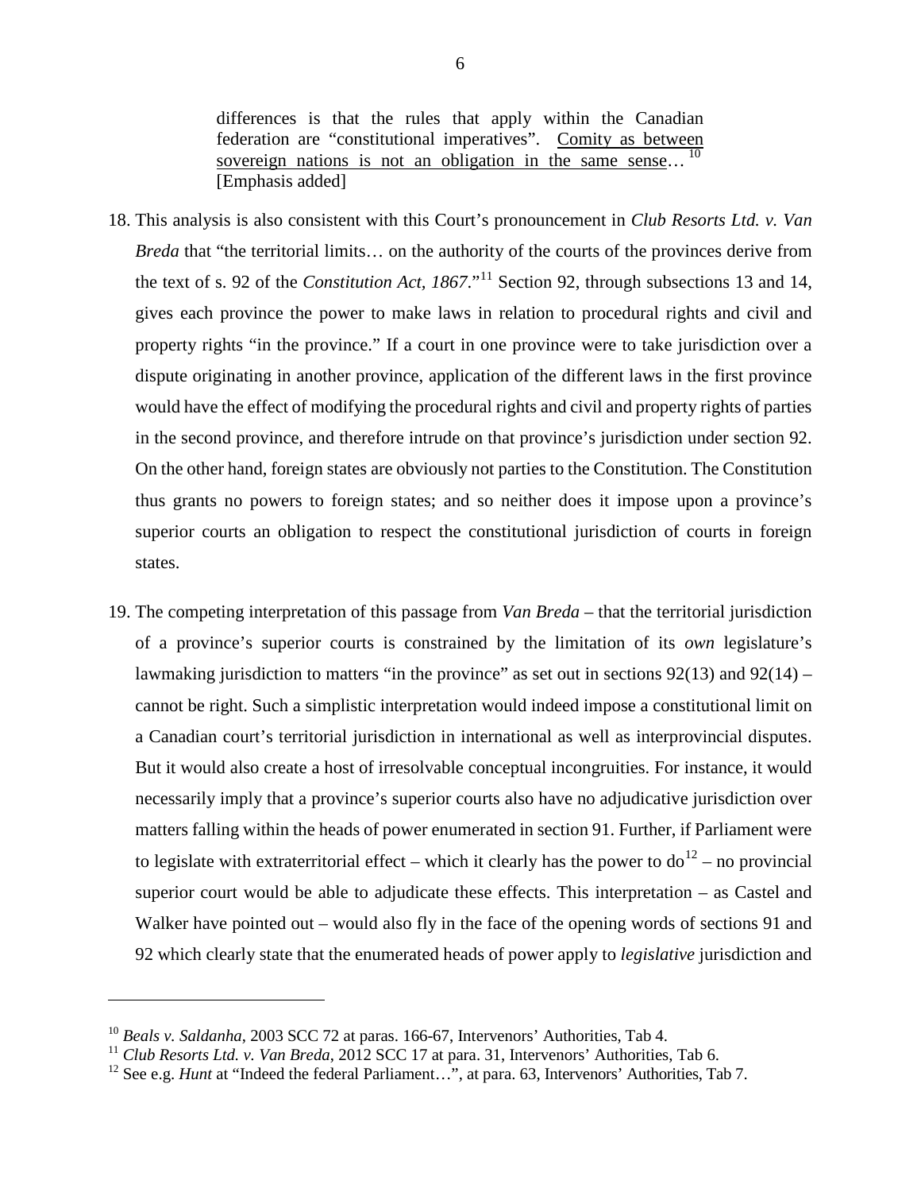> differences is that the rules that apply within the Canadian federation are "constitutional imperatives". Comity as between sovereign nations is not an obligation in the same sense…[10] [Emphasis added]

18. This analysis is also consistent with this Court's pronouncement in *Club Resorts Ltd. v. Van Breda* that "the territorial limits… on the authority of the courts of the provinces derive from the text of s. 92 of the *Constitution Act, 1867*."[11] Section 92, through subsections 13 and 14, gives each province the power to make laws in relation to procedural rights and civil and property rights "in the province." If a court in one province were to take jurisdiction over a dispute originating in another province, application of the different laws in the first province would have the effect of modifying the procedural rights and civil and property rights of parties in the second province, and therefore intrude on that province's jurisdiction under section 92. On the other hand, foreign states are obviously not parties to the Constitution. The Constitution thus grants no powers to foreign states; and so neither does it impose upon a province's superior courts an obligation to respect the constitutional jurisdiction of courts in foreign states.

19. The competing interpretation of this passage from *Van Breda* – that the territorial jurisdiction of a province's superior courts is constrained by the limitation of its *own* legislature's lawmaking jurisdiction to matters "in the province" as set out in sections 92(13) and 92(14) – cannot be right. Such a simplistic interpretation would indeed impose a constitutional limit on a Canadian court's territorial jurisdiction in international as well as interprovincial disputes. But it would also create a host of irresolvable conceptual incongruities. For instance, it would necessarily imply that a province's superior courts also have no adjudicative jurisdiction over matters falling within the heads of power enumerated in section 91. Further, if Parliament were to legislate with extraterritorial effect – which it clearly has the power to do[12] – no provincial superior court would be able to adjudicate these effects. This interpretation – as Castel and Walker have pointed out – would also fly in the face of the opening words of sections 91 and 92 which clearly state that the enumerated heads of power apply to *legislative* jurisdiction and

---

[10] *Beals v. Saldanha*, 2003 SCC 72 at paras. 166-67, Intervenors' Authorities, Tab 4.

[11] *Club Resorts Ltd. v. Van Breda*, 2012 SCC 17 at para. 31, Intervenors' Authorities, Tab 6.

[12] See e.g. *Hunt* at "Indeed the federal Parliament…", at para. 63, Intervenors' Authorities, Tab 7.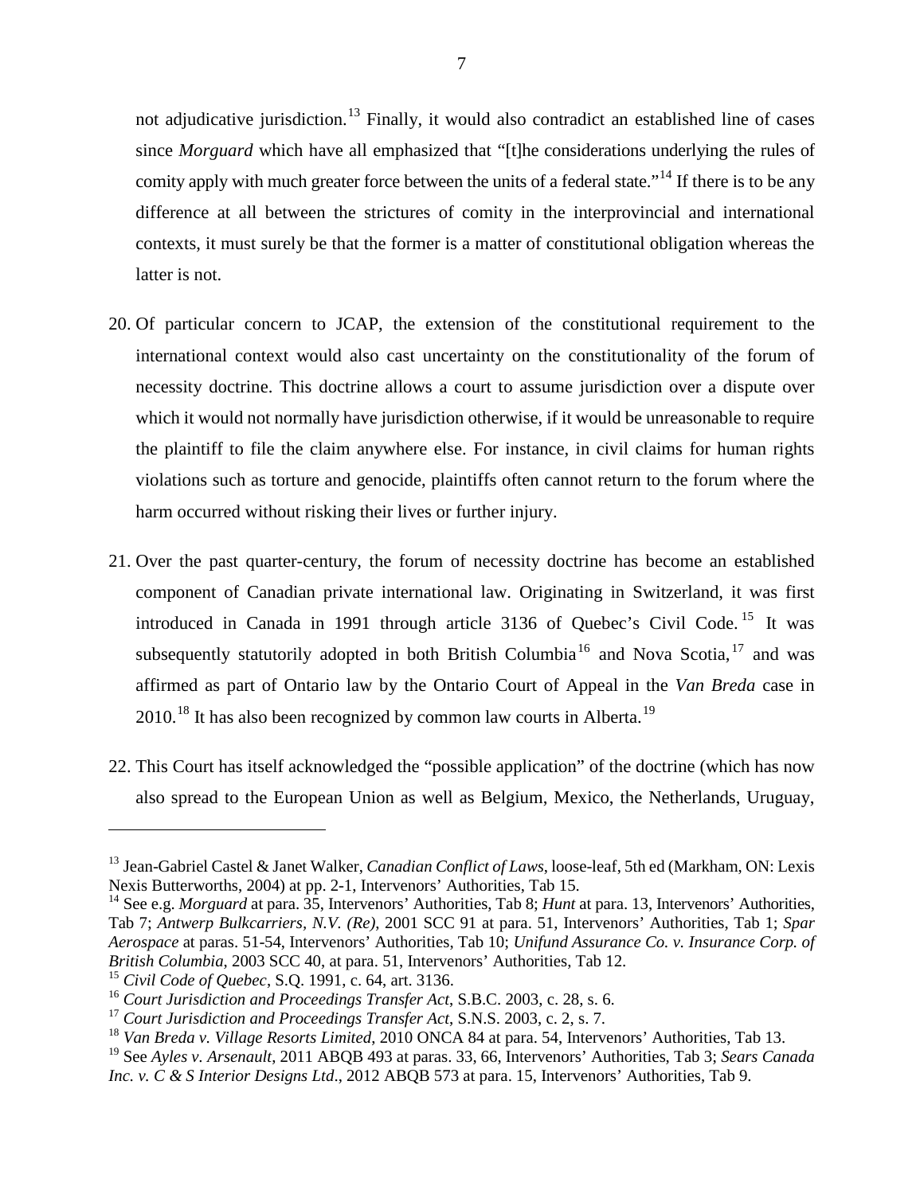not adjudicative jurisdiction.[13] Finally, it would also contradict an established line of cases since *Morguard* which have all emphasized that "[t]he considerations underlying the rules of comity apply with much greater force between the units of a federal state."[14] If there is to be any difference at all between the strictures of comity in the interprovincial and international contexts, it must surely be that the former is a matter of constitutional obligation whereas the latter is not.

20. Of particular concern to JCAP, the extension of the constitutional requirement to the international context would also cast uncertainty on the constitutionality of the forum of necessity doctrine. This doctrine allows a court to assume jurisdiction over a dispute over which it would not normally have jurisdiction otherwise, if it would be unreasonable to require the plaintiff to file the claim anywhere else. For instance, in civil claims for human rights violations such as torture and genocide, plaintiffs often cannot return to the forum where the harm occurred without risking their lives or further injury.

21. Over the past quarter-century, the forum of necessity doctrine has become an established component of Canadian private international law. Originating in Switzerland, it was first introduced in Canada in 1991 through article 3136 of Quebec's Civil Code.[15] It was subsequently statutorily adopted in both British Columbia[16] and Nova Scotia,[17] and was affirmed as part of Ontario law by the Ontario Court of Appeal in the *Van Breda* case in 2010.[18] It has also been recognized by common law courts in Alberta.[19]

22. This Court has itself acknowledged the "possible application" of the doctrine (which has now also spread to the European Union as well as Belgium, Mexico, the Netherlands, Uruguay,

---

[13] Jean-Gabriel Castel & Janet Walker, *Canadian Conflict of Laws*, loose-leaf, 5th ed (Markham, ON: Lexis Nexis Butterworths, 2004) at pp. 2-1, Intervenors' Authorities, Tab 15.

[14] See e.g. *Morguard* at para. 35, Intervenors' Authorities, Tab 8; *Hunt* at para. 13, Intervenors' Authorities, Tab 7; *Antwerp Bulkcarriers, N.V. (Re)*, 2001 SCC 91 at para. 51, Intervenors' Authorities, Tab 1; *Spar Aerospace* at paras. 51-54, Intervenors' Authorities, Tab 10; *Unifund Assurance Co. v. Insurance Corp. of British Columbia*, 2003 SCC 40, at para. 51, Intervenors' Authorities, Tab 12.

[15] *Civil Code of Quebec*, S.Q. 1991, c. 64, art. 3136.

[16] *Court Jurisdiction and Proceedings Transfer Act*, S.B.C. 2003, c. 28, s. 6.

[17] *Court Jurisdiction and Proceedings Transfer Act*, S.N.S. 2003, c. 2, s. 7.

[18] *Van Breda v. Village Resorts Limited*, 2010 ONCA 84 at para. 54, Intervenors' Authorities, Tab 13.

[19] See *Ayles v. Arsenault*, 2011 ABQB 493 at paras. 33, 66, Intervenors' Authorities, Tab 3; *Sears Canada Inc. v. C & S Interior Designs Ltd*., 2012 ABQB 573 at para. 15, Intervenors' Authorities, Tab 9.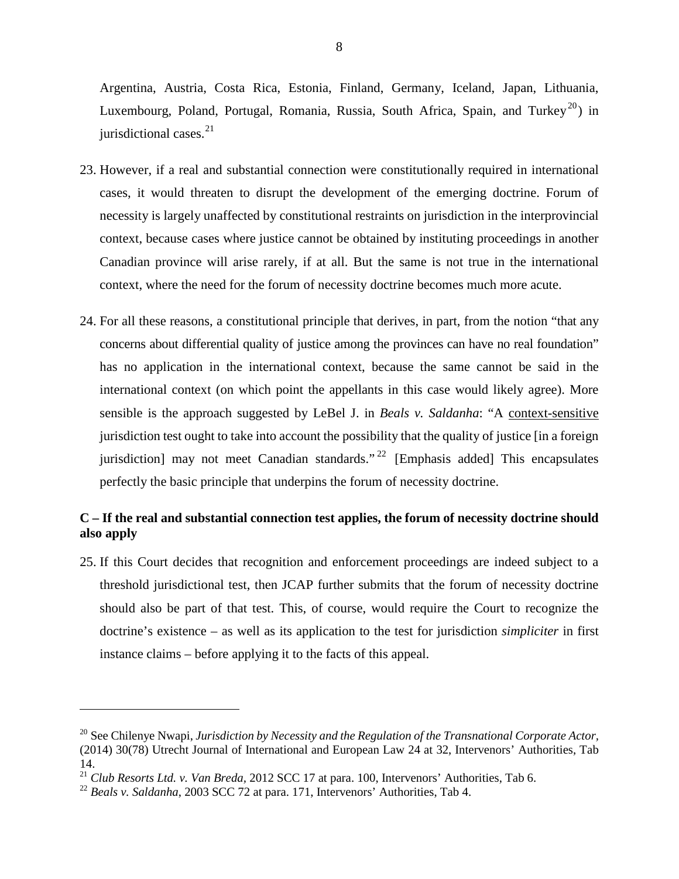Argentina, Austria, Costa Rica, Estonia, Finland, Germany, Iceland, Japan, Lithuania, Luxembourg, Poland, Portugal, Romania, Russia, South Africa, Spain, and Turkey[20]) in jurisdictional cases.[21]

23. However, if a real and substantial connection were constitutionally required in international cases, it would threaten to disrupt the development of the emerging doctrine. Forum of necessity is largely unaffected by constitutional restraints on jurisdiction in the interprovincial context, because cases where justice cannot be obtained by instituting proceedings in another Canadian province will arise rarely, if at all. But the same is not true in the international context, where the need for the forum of necessity doctrine becomes much more acute.

24. For all these reasons, a constitutional principle that derives, in part, from the notion "that any concerns about differential quality of justice among the provinces can have no real foundation" has no application in the international context, because the same cannot be said in the international context (on which point the appellants in this case would likely agree). More sensible is the approach suggested by LeBel J. in *Beals v. Saldanha*: "A <u>context-sensitive</u> jurisdiction test ought to take into account the possibility that the quality of justice [in a foreign jurisdiction] may not meet Canadian standards."[22] [Emphasis added] This encapsulates perfectly the basic principle that underpins the forum of necessity doctrine.

**C – If the real and substantial connection test applies, the forum of necessity doctrine should also apply**

25. If this Court decides that recognition and enforcement proceedings are indeed subject to a threshold jurisdictional test, then JCAP further submits that the forum of necessity doctrine should also be part of that test. This, of course, would require the Court to recognize the doctrine's existence – as well as its application to the test for jurisdiction *simpliciter* in first instance claims – before applying it to the facts of this appeal.

---

[20] See Chilenye Nwapi, *Jurisdiction by Necessity and the Regulation of the Transnational Corporate Actor*, (2014) 30(78) Utrecht Journal of International and European Law 24 at 32, Intervenors' Authorities, Tab 14.

[21] *Club Resorts Ltd. v. Van Breda*, 2012 SCC 17 at para. 100, Intervenors' Authorities, Tab 6.

[22] *Beals v. Saldanha*, 2003 SCC 72 at para. 171, Intervenors' Authorities, Tab 4.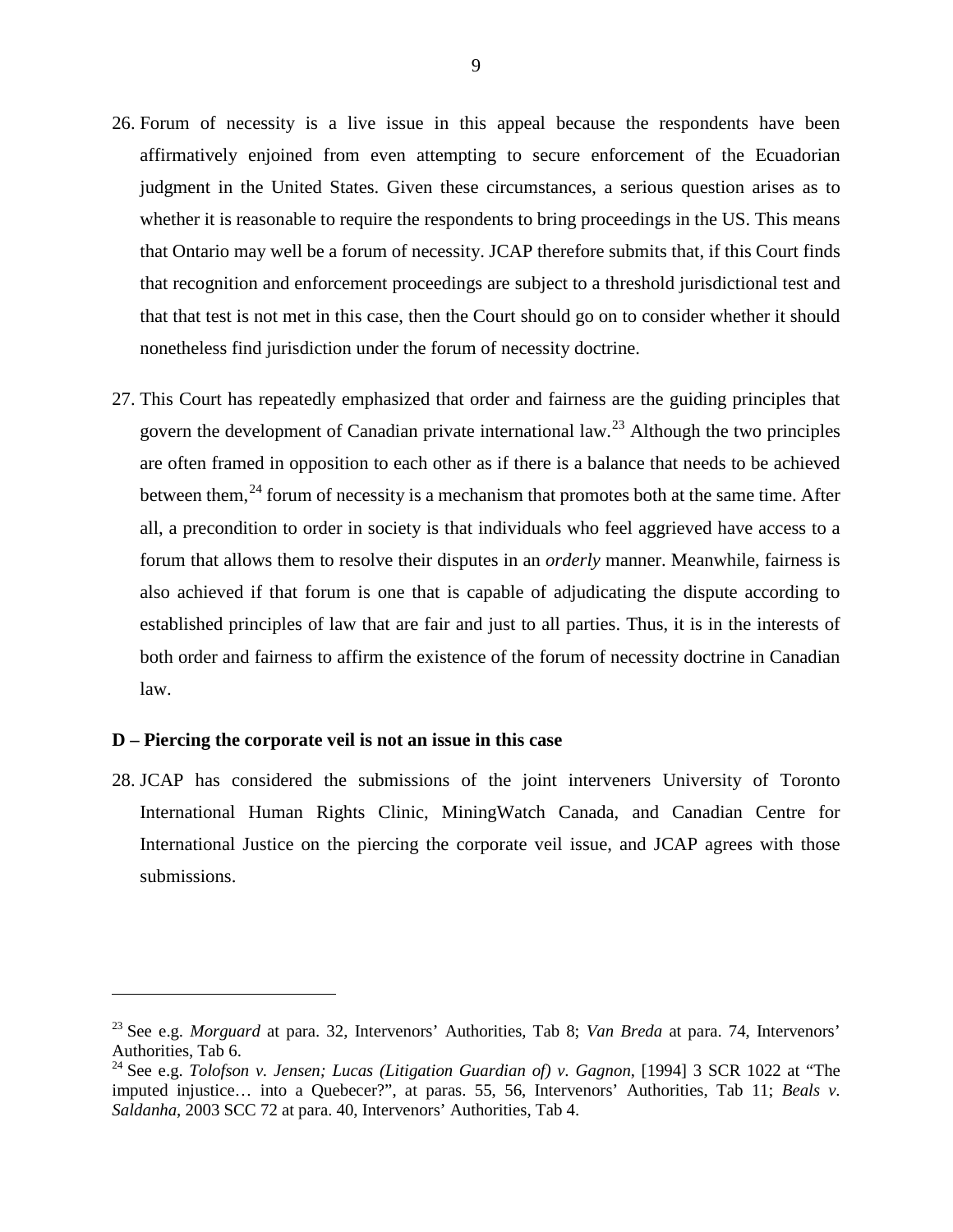26. Forum of necessity is a live issue in this appeal because the respondents have been affirmatively enjoined from even attempting to secure enforcement of the Ecuadorian judgment in the United States. Given these circumstances, a serious question arises as to whether it is reasonable to require the respondents to bring proceedings in the US. This means that Ontario may well be a forum of necessity. JCAP therefore submits that, if this Court finds that recognition and enforcement proceedings are subject to a threshold jurisdictional test and that that test is not met in this case, then the Court should go on to consider whether it should nonetheless find jurisdiction under the forum of necessity doctrine.

27. This Court has repeatedly emphasized that order and fairness are the guiding principles that govern the development of Canadian private international law.[23] Although the two principles are often framed in opposition to each other as if there is a balance that needs to be achieved between them,[24] forum of necessity is a mechanism that promotes both at the same time. After all, a precondition to order in society is that individuals who feel aggrieved have access to a forum that allows them to resolve their disputes in an *orderly* manner. Meanwhile, fairness is also achieved if that forum is one that is capable of adjudicating the dispute according to established principles of law that are fair and just to all parties. Thus, it is in the interests of both order and fairness to affirm the existence of the forum of necessity doctrine in Canadian law.

**D – Piercing the corporate veil is not an issue in this case**

28. JCAP has considered the submissions of the joint interveners University of Toronto International Human Rights Clinic, MiningWatch Canada, and Canadian Centre for International Justice on the piercing the corporate veil issue, and JCAP agrees with those submissions.

---

[23] See e.g. *Morguard* at para. 32, Intervenors' Authorities, Tab 8; *Van Breda* at para. 74, Intervenors' Authorities, Tab 6.

[24] See e.g. *Tolofson v. Jensen; Lucas (Litigation Guardian of) v. Gagnon*, [1994] 3 SCR 1022 at "The imputed injustice… into a Quebecer?", at paras. 55, 56, Intervenors' Authorities, Tab 11; *Beals v. Saldanha*, 2003 SCC 72 at para. 40, Intervenors' Authorities, Tab 4.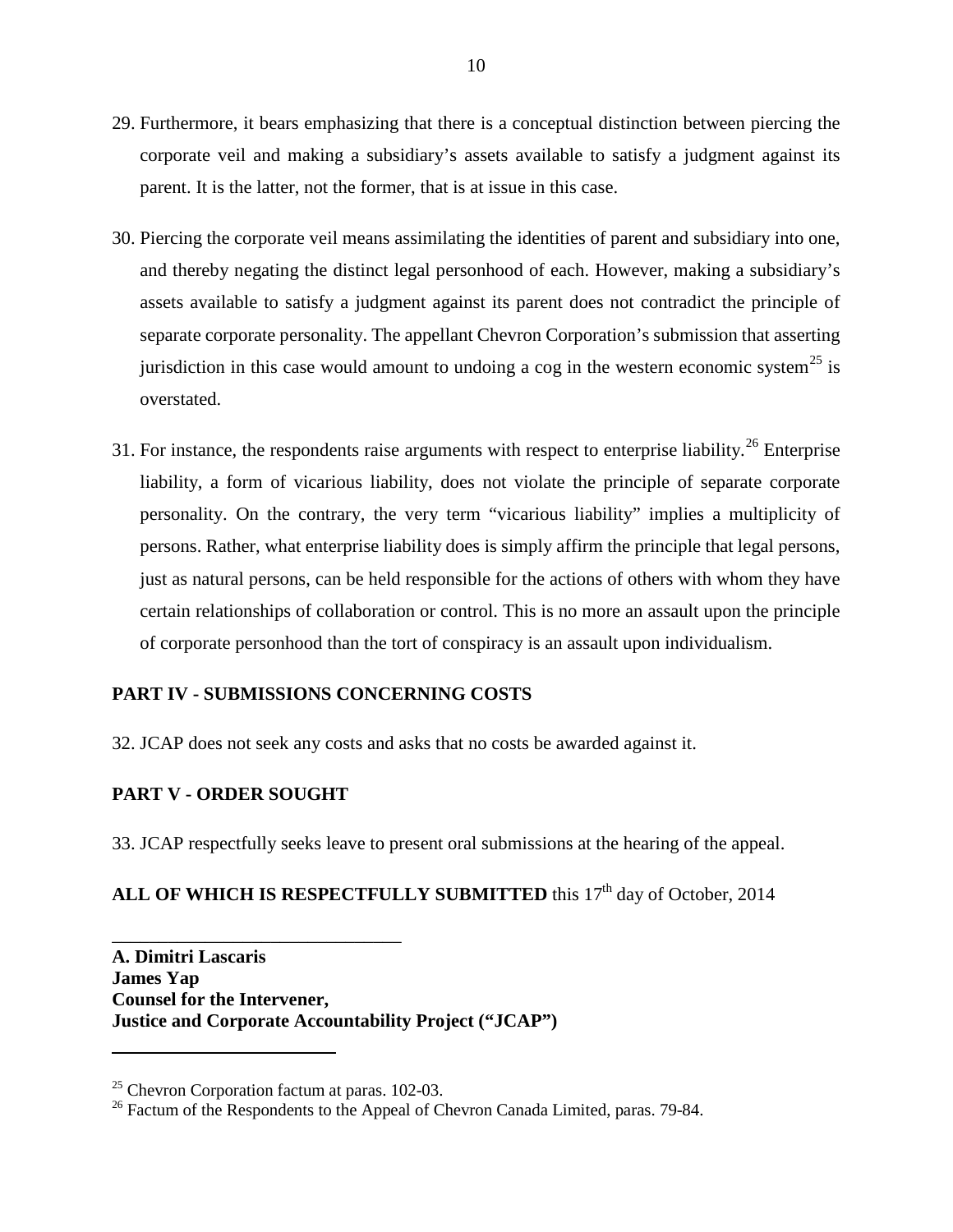29. Furthermore, it bears emphasizing that there is a conceptual distinction between piercing the corporate veil and making a subsidiary's assets available to satisfy a judgment against its parent. It is the latter, not the former, that is at issue in this case.

30. Piercing the corporate veil means assimilating the identities of parent and subsidiary into one, and thereby negating the distinct legal personhood of each. However, making a subsidiary's assets available to satisfy a judgment against its parent does not contradict the principle of separate corporate personality. The appellant Chevron Corporation's submission that asserting jurisdiction in this case would amount to undoing a cog in the western economic system[25] is overstated.

31. For instance, the respondents raise arguments with respect to enterprise liability.[26] Enterprise liability, a form of vicarious liability, does not violate the principle of separate corporate personality. On the contrary, the very term "vicarious liability" implies a multiplicity of persons. Rather, what enterprise liability does is simply affirm the principle that legal persons, just as natural persons, can be held responsible for the actions of others with whom they have certain relationships of collaboration or control. This is no more an assault upon the principle of corporate personhood than the tort of conspiracy is an assault upon individualism.

## PART IV - SUBMISSIONS CONCERNING COSTS

32. JCAP does not seek any costs and asks that no costs be awarded against it.

## PART V - ORDER SOUGHT

33. JCAP respectfully seeks leave to present oral submissions at the hearing of the appeal.

**ALL OF WHICH IS RESPECTFULLY SUBMITTED** this 17th day of October, 2014

\_\_\_\_\_\_\_\_\_\_\_\_\_\_\_\_\_\_\_\_\_\_\_\_\_\_\_\_\_\_\_\_

**A. Dimitri Lascaris**
**James Yap**
**Counsel for the Intervener,**
**Justice and Corporate Accountability Project ("JCAP")**

---

[25] Chevron Corporation factum at paras. 102-03.

[26] Factum of the Respondents to the Appeal of Chevron Canada Limited, paras. 79-84.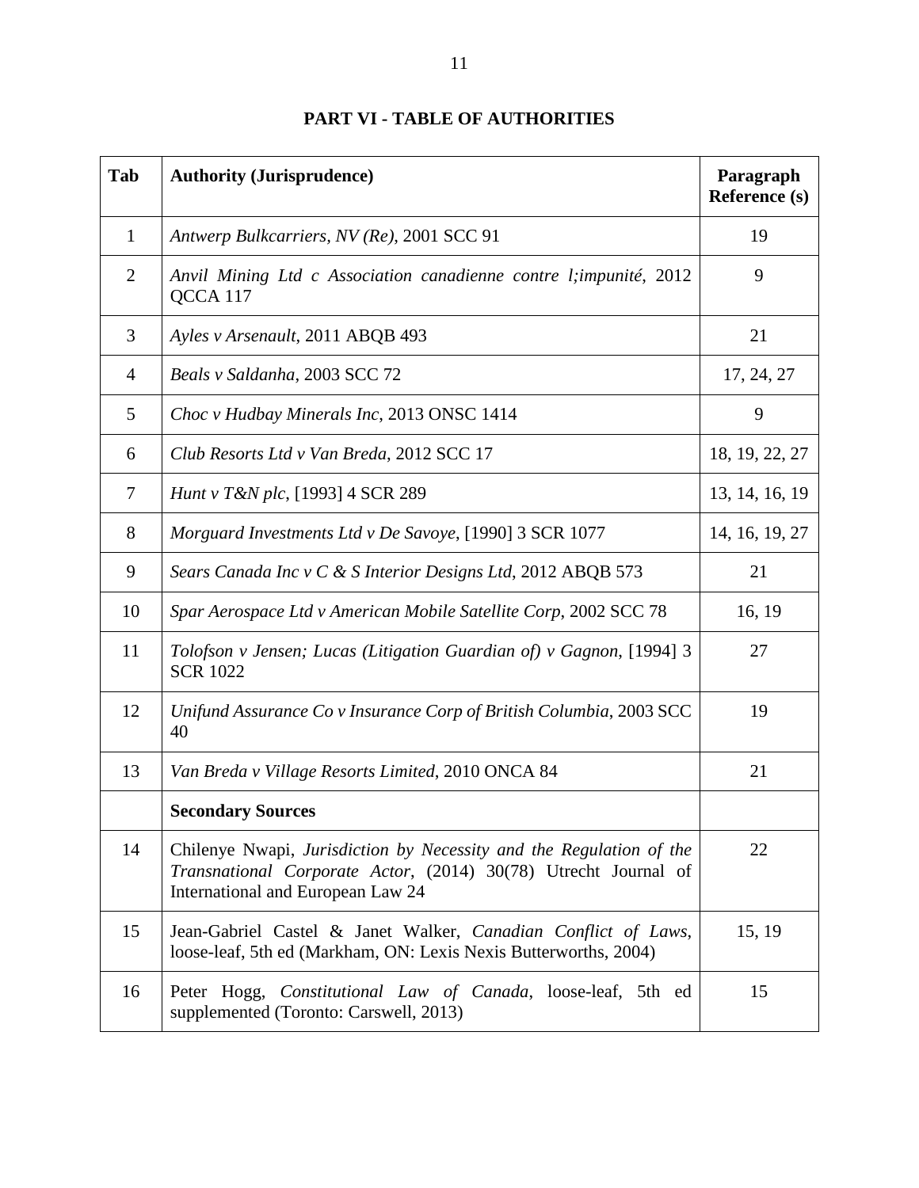## PART VI - TABLE OF AUTHORITIES

| Tab | Authority (Jurisprudence) | Paragraph Reference (s) |
|---|---|---|
| 1 | *Antwerp Bulkcarriers, NV (Re)*, 2001 SCC 91 | 19 |
| 2 | *Anvil Mining Ltd c Association canadienne contre l;impunité*, 2012 QCCA 117 | 9 |
| 3 | *Ayles v Arsenault*, 2011 ABQB 493 | 21 |
| 4 | *Beals v Saldanha*, 2003 SCC 72 | 17, 24, 27 |
| 5 | *Choc v Hudbay Minerals Inc*, 2013 ONSC 1414 | 9 |
| 6 | *Club Resorts Ltd v Van Breda*, 2012 SCC 17 | 18, 19, 22, 27 |
| 7 | *Hunt v T&N plc*, [1993] 4 SCR 289 | 13, 14, 16, 19 |
| 8 | *Morguard Investments Ltd v De Savoye*, [1990] 3 SCR 1077 | 14, 16, 19, 27 |
| 9 | *Sears Canada Inc v C & S Interior Designs Ltd*, 2012 ABQB 573 | 21 |
| 10 | *Spar Aerospace Ltd v American Mobile Satellite Corp*, 2002 SCC 78 | 16, 19 |
| 11 | *Tolofson v Jensen; Lucas (Litigation Guardian of) v Gagnon*, [1994] 3 SCR 1022 | 27 |
| 12 | *Unifund Assurance Co v Insurance Corp of British Columbia*, 2003 SCC 40 | 19 |
| 13 | *Van Breda v Village Resorts Limited*, 2010 ONCA 84 | 21 |
| | **Secondary Sources** | |
| 14 | Chilenye Nwapi, *Jurisdiction by Necessity and the Regulation of the Transnational Corporate Actor*, (2014) 30(78) Utrecht Journal of International and European Law 24 | 22 |
| 15 | Jean-Gabriel Castel & Janet Walker, *Canadian Conflict of Laws*, loose-leaf, 5th ed (Markham, ON: Lexis Nexis Butterworths, 2004) | 15, 19 |
| 16 | Peter Hogg, *Constitutional Law of Canada*, loose-leaf, 5th ed supplemented (Toronto: Carswell, 2013) | 15 |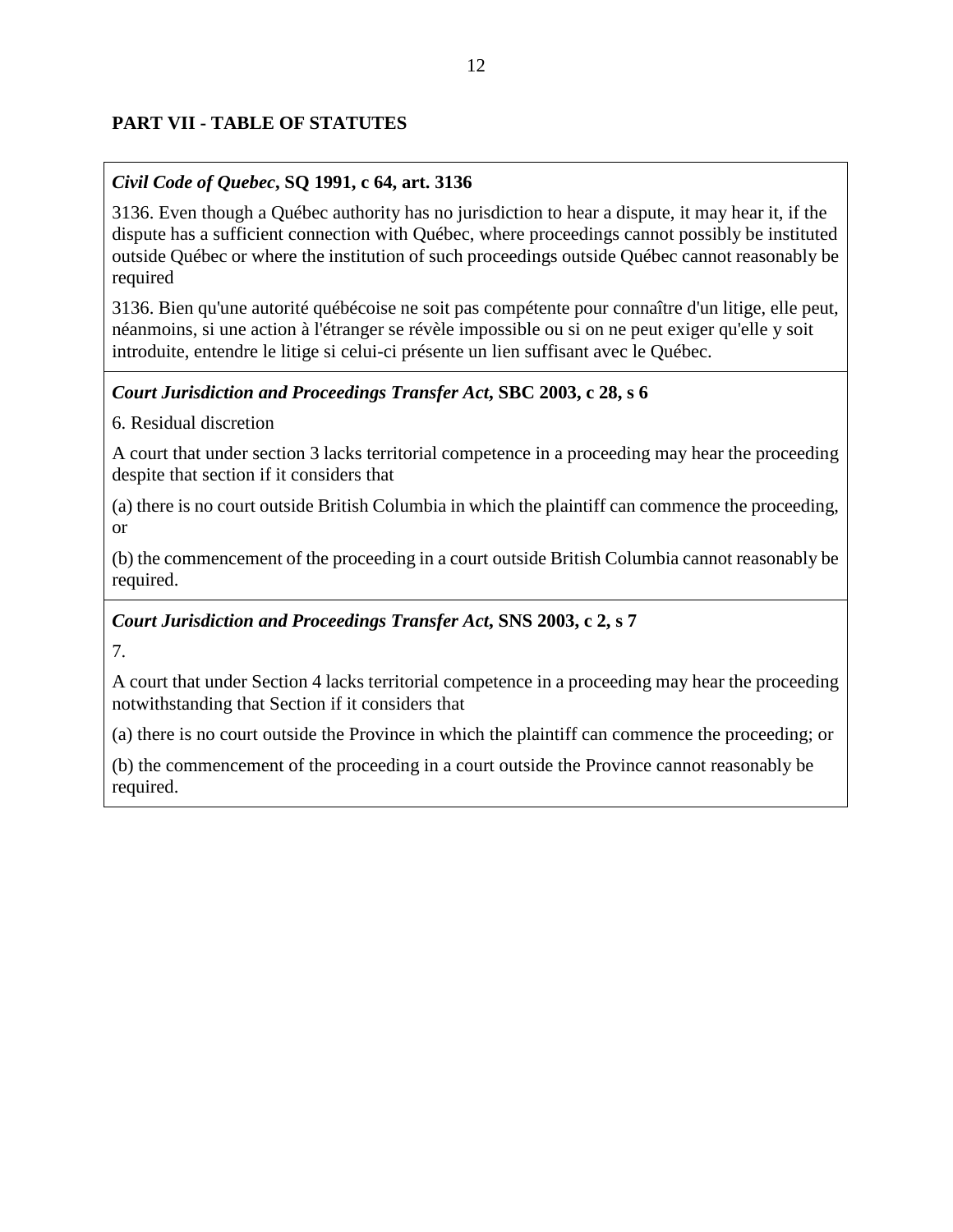## PART VII - TABLE OF STATUTES

***Civil Code of Quebec*, SQ 1991, c 64, art. 3136**

3136. Even though a Québec authority has no jurisdiction to hear a dispute, it may hear it, if the dispute has a sufficient connection with Québec, where proceedings cannot possibly be instituted outside Québec or where the institution of such proceedings outside Québec cannot reasonably be required

3136. Bien qu'une autorité québécoise ne soit pas compétente pour connaître d'un litige, elle peut, néanmoins, si une action à l'étranger se révèle impossible ou si on ne peut exiger qu'elle y soit introduite, entendre le litige si celui-ci présente un lien suffisant avec le Québec.

***Court Jurisdiction and Proceedings Transfer Act*, SBC 2003, c 28, s 6**

6. Residual discretion

A court that under section 3 lacks territorial competence in a proceeding may hear the proceeding despite that section if it considers that

(a) there is no court outside British Columbia in which the plaintiff can commence the proceeding, or

(b) the commencement of the proceeding in a court outside British Columbia cannot reasonably be required.

***Court Jurisdiction and Proceedings Transfer Act*, SNS 2003, c 2, s 7**

7.

A court that under Section 4 lacks territorial competence in a proceeding may hear the proceeding notwithstanding that Section if it considers that

(a) there is no court outside the Province in which the plaintiff can commence the proceeding; or

(b) the commencement of the proceeding in a court outside the Province cannot reasonably be required.